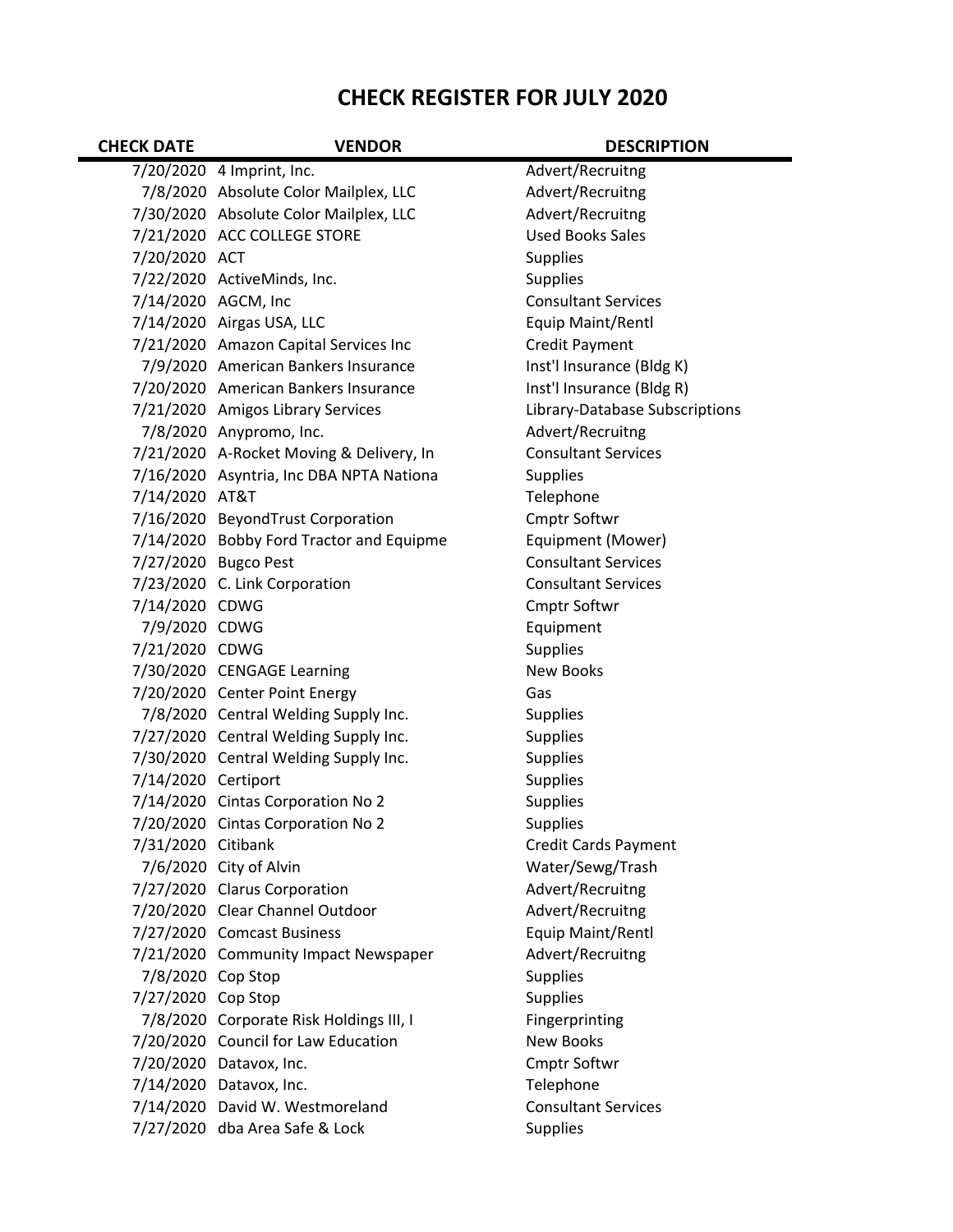# CHECK REGISTER FOR JULY 2020

| CHECK DATE | VENDOR | DESCRIPTION |
|---|---|---|
| 7/20/2020 | 4 Imprint, Inc. | Advert/Recruitng |
| 7/8/2020 | Absolute Color Mailplex, LLC | Advert/Recruitng |
| 7/30/2020 | Absolute Color Mailplex, LLC | Advert/Recruitng |
| 7/21/2020 | ACC COLLEGE STORE | Used Books Sales |
| 7/20/2020 | ACT | Supplies |
| 7/22/2020 | ActiveMinds, Inc. | Supplies |
| 7/14/2020 | AGCM, Inc | Consultant Services |
| 7/14/2020 | Airgas USA, LLC | Equip Maint/Rentl |
| 7/21/2020 | Amazon Capital Services Inc | Credit Payment |
| 7/9/2020 | American Bankers Insurance | Inst'l Insurance (Bldg K) |
| 7/20/2020 | American Bankers Insurance | Inst'l Insurance (Bldg R) |
| 7/21/2020 | Amigos Library Services | Library-Database Subscriptions |
| 7/8/2020 | Anypromo, Inc. | Advert/Recruitng |
| 7/21/2020 | A-Rocket Moving & Delivery, In | Consultant Services |
| 7/16/2020 | Asyntria, Inc DBA NPTA Nationa | Supplies |
| 7/14/2020 | AT&T | Telephone |
| 7/16/2020 | BeyondTrust Corporation | Cmptr Softwr |
| 7/14/2020 | Bobby Ford Tractor and Equipme | Equipment (Mower) |
| 7/27/2020 | Bugco Pest | Consultant Services |
| 7/23/2020 | C. Link Corporation | Consultant Services |
| 7/14/2020 | CDWG | Cmptr Softwr |
| 7/9/2020 | CDWG | Equipment |
| 7/21/2020 | CDWG | Supplies |
| 7/30/2020 | CENGAGE Learning | New Books |
| 7/20/2020 | Center Point Energy | Gas |
| 7/8/2020 | Central Welding Supply Inc. | Supplies |
| 7/27/2020 | Central Welding Supply Inc. | Supplies |
| 7/30/2020 | Central Welding Supply Inc. | Supplies |
| 7/14/2020 | Certiport | Supplies |
| 7/14/2020 | Cintas Corporation No 2 | Supplies |
| 7/20/2020 | Cintas Corporation No 2 | Supplies |
| 7/31/2020 | Citibank | Credit Cards Payment |
| 7/6/2020 | City of Alvin | Water/Sewg/Trash |
| 7/27/2020 | Clarus Corporation | Advert/Recruitng |
| 7/20/2020 | Clear Channel Outdoor | Advert/Recruitng |
| 7/27/2020 | Comcast Business | Equip Maint/Rentl |
| 7/21/2020 | Community Impact Newspaper | Advert/Recruitng |
| 7/8/2020 | Cop Stop | Supplies |
| 7/27/2020 | Cop Stop | Supplies |
| 7/8/2020 | Corporate Risk Holdings III, I | Fingerprinting |
| 7/20/2020 | Council for Law Education | New Books |
| 7/20/2020 | Datavox, Inc. | Cmptr Softwr |
| 7/14/2020 | Datavox, Inc. | Telephone |
| 7/14/2020 | David W. Westmoreland | Consultant Services |
| 7/27/2020 | dba Area Safe & Lock | Supplies |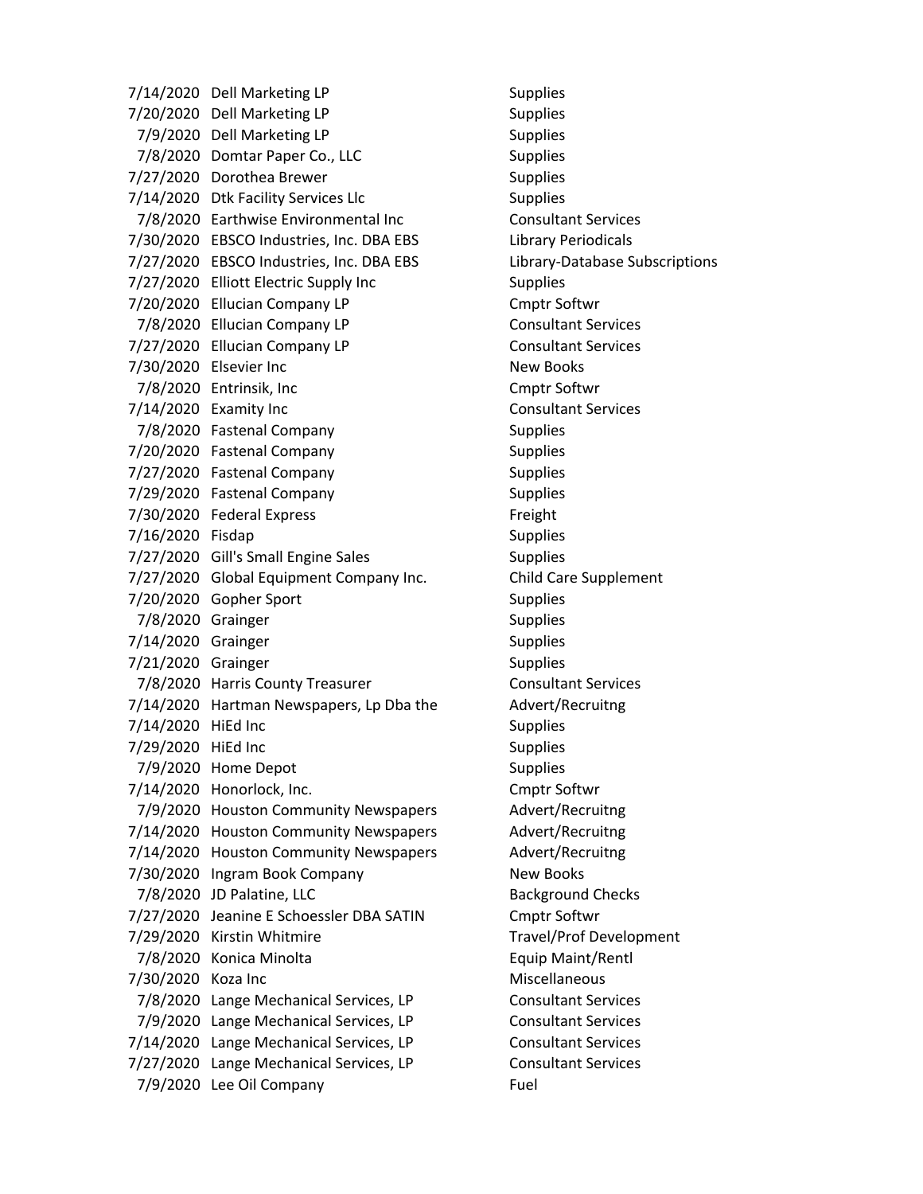| | | |
|---|---|---|
| 7/14/2020 | Dell Marketing LP | Supplies |
| 7/20/2020 | Dell Marketing LP | Supplies |
| 7/9/2020 | Dell Marketing LP | Supplies |
| 7/8/2020 | Domtar Paper Co., LLC | Supplies |
| 7/27/2020 | Dorothea Brewer | Supplies |
| 7/14/2020 | Dtk Facility Services Llc | Supplies |
| 7/8/2020 | Earthwise Environmental Inc | Consultant Services |
| 7/30/2020 | EBSCO Industries, Inc. DBA EBS | Library Periodicals |
| 7/27/2020 | EBSCO Industries, Inc. DBA EBS | Library-Database Subscriptions |
| 7/27/2020 | Elliott Electric Supply Inc | Supplies |
| 7/20/2020 | Ellucian Company LP | Cmptr Softwr |
| 7/8/2020 | Ellucian Company LP | Consultant Services |
| 7/27/2020 | Ellucian Company LP | Consultant Services |
| 7/30/2020 | Elsevier Inc | New Books |
| 7/8/2020 | Entrinsik, Inc | Cmptr Softwr |
| 7/14/2020 | Examity Inc | Consultant Services |
| 7/8/2020 | Fastenal Company | Supplies |
| 7/20/2020 | Fastenal Company | Supplies |
| 7/27/2020 | Fastenal Company | Supplies |
| 7/29/2020 | Fastenal Company | Supplies |
| 7/30/2020 | Federal Express | Freight |
| 7/16/2020 | Fisdap | Supplies |
| 7/27/2020 | Gill's Small Engine Sales | Supplies |
| 7/27/2020 | Global Equipment Company Inc. | Child Care Supplement |
| 7/20/2020 | Gopher Sport | Supplies |
| 7/8/2020 | Grainger | Supplies |
| 7/14/2020 | Grainger | Supplies |
| 7/21/2020 | Grainger | Supplies |
| 7/8/2020 | Harris County Treasurer | Consultant Services |
| 7/14/2020 | Hartman Newspapers, Lp Dba the | Advert/Recruitng |
| 7/14/2020 | HiEd Inc | Supplies |
| 7/29/2020 | HiEd Inc | Supplies |
| 7/9/2020 | Home Depot | Supplies |
| 7/14/2020 | Honorlock, Inc. | Cmptr Softwr |
| 7/9/2020 | Houston Community Newspapers | Advert/Recruitng |
| 7/14/2020 | Houston Community Newspapers | Advert/Recruitng |
| 7/14/2020 | Houston Community Newspapers | Advert/Recruitng |
| 7/30/2020 | Ingram Book Company | New Books |
| 7/8/2020 | JD Palatine, LLC | Background Checks |
| 7/27/2020 | Jeanine E Schoessler DBA SATIN | Cmptr Softwr |
| 7/29/2020 | Kirstin Whitmire | Travel/Prof Development |
| 7/8/2020 | Konica Minolta | Equip Maint/Rentl |
| 7/30/2020 | Koza Inc | Miscellaneous |
| 7/8/2020 | Lange Mechanical Services, LP | Consultant Services |
| 7/9/2020 | Lange Mechanical Services, LP | Consultant Services |
| 7/14/2020 | Lange Mechanical Services, LP | Consultant Services |
| 7/27/2020 | Lange Mechanical Services, LP | Consultant Services |
| 7/9/2020 | Lee Oil Company | Fuel |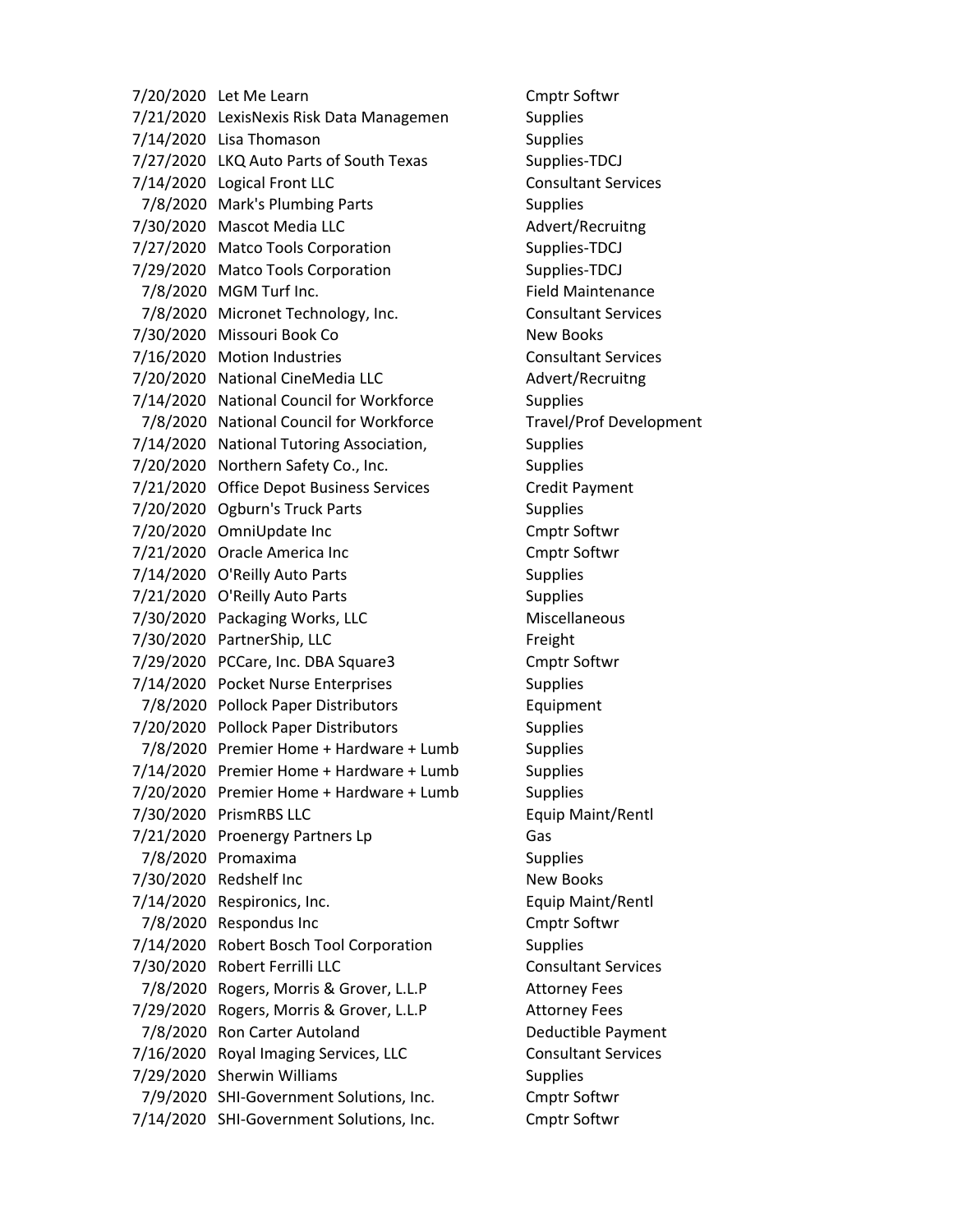| | | |
|---|---|---|
| 7/20/2020 | Let Me Learn | Cmptr Softwr |
| 7/21/2020 | LexisNexis Risk Data Managemen | Supplies |
| 7/14/2020 | Lisa Thomason | Supplies |
| 7/27/2020 | LKQ Auto Parts of South Texas | Supplies-TDCJ |
| 7/14/2020 | Logical Front LLC | Consultant Services |
| 7/8/2020 | Mark's Plumbing Parts | Supplies |
| 7/30/2020 | Mascot Media LLC | Advert/Recruitng |
| 7/27/2020 | Matco Tools Corporation | Supplies-TDCJ |
| 7/29/2020 | Matco Tools Corporation | Supplies-TDCJ |
| 7/8/2020 | MGM Turf Inc. | Field Maintenance |
| 7/8/2020 | Micronet Technology, Inc. | Consultant Services |
| 7/30/2020 | Missouri Book Co | New Books |
| 7/16/2020 | Motion Industries | Consultant Services |
| 7/20/2020 | National CineMedia LLC | Advert/Recruitng |
| 7/14/2020 | National Council for Workforce | Supplies |
| 7/8/2020 | National Council for Workforce | Travel/Prof Development |
| 7/14/2020 | National Tutoring Association, | Supplies |
| 7/20/2020 | Northern Safety Co., Inc. | Supplies |
| 7/21/2020 | Office Depot Business Services | Credit Payment |
| 7/20/2020 | Ogburn's Truck Parts | Supplies |
| 7/20/2020 | OmniUpdate Inc | Cmptr Softwr |
| 7/21/2020 | Oracle America Inc | Cmptr Softwr |
| 7/14/2020 | O'Reilly Auto Parts | Supplies |
| 7/21/2020 | O'Reilly Auto Parts | Supplies |
| 7/30/2020 | Packaging Works, LLC | Miscellaneous |
| 7/30/2020 | PartnerShip, LLC | Freight |
| 7/29/2020 | PCCare, Inc. DBA Square3 | Cmptr Softwr |
| 7/14/2020 | Pocket Nurse Enterprises | Supplies |
| 7/8/2020 | Pollock Paper Distributors | Equipment |
| 7/20/2020 | Pollock Paper Distributors | Supplies |
| 7/8/2020 | Premier Home + Hardware + Lumb | Supplies |
| 7/14/2020 | Premier Home + Hardware + Lumb | Supplies |
| 7/20/2020 | Premier Home + Hardware + Lumb | Supplies |
| 7/30/2020 | PrismRBS LLC | Equip Maint/Rentl |
| 7/21/2020 | Proenergy Partners Lp | Gas |
| 7/8/2020 | Promaxima | Supplies |
| 7/30/2020 | Redshelf Inc | New Books |
| 7/14/2020 | Respironics, Inc. | Equip Maint/Rentl |
| 7/8/2020 | Respondus Inc | Cmptr Softwr |
| 7/14/2020 | Robert Bosch Tool Corporation | Supplies |
| 7/30/2020 | Robert Ferrilli LLC | Consultant Services |
| 7/8/2020 | Rogers, Morris & Grover, L.L.P | Attorney Fees |
| 7/29/2020 | Rogers, Morris & Grover, L.L.P | Attorney Fees |
| 7/8/2020 | Ron Carter Autoland | Deductible Payment |
| 7/16/2020 | Royal Imaging Services, LLC | Consultant Services |
| 7/29/2020 | Sherwin Williams | Supplies |
| 7/9/2020 | SHI-Government Solutions, Inc. | Cmptr Softwr |
| 7/14/2020 | SHI-Government Solutions, Inc. | Cmptr Softwr |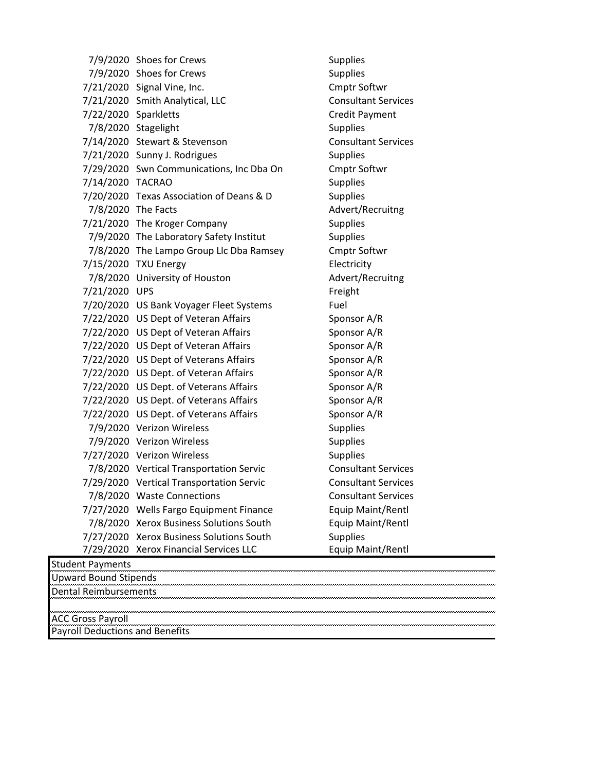| Date | Vendor | Category |
|---|---|---|
| 7/9/2020 | Shoes for Crews | Supplies |
| 7/9/2020 | Shoes for Crews | Supplies |
| 7/21/2020 | Signal Vine, Inc. | Cmptr Softwr |
| 7/21/2020 | Smith Analytical, LLC | Consultant Services |
| 7/22/2020 | Sparkletts | Credit Payment |
| 7/8/2020 | Stagelight | Supplies |
| 7/14/2020 | Stewart & Stevenson | Consultant Services |
| 7/21/2020 | Sunny J. Rodrigues | Supplies |
| 7/29/2020 | Swn Communications, Inc Dba On | Cmptr Softwr |
| 7/14/2020 | TACRAO | Supplies |
| 7/20/2020 | Texas Association of Deans & D | Supplies |
| 7/8/2020 | The Facts | Advert/Recruitng |
| 7/21/2020 | The Kroger Company | Supplies |
| 7/9/2020 | The Laboratory Safety Institut | Supplies |
| 7/8/2020 | The Lampo Group Llc Dba Ramsey | Cmptr Softwr |
| 7/15/2020 | TXU Energy | Electricity |
| 7/8/2020 | University of Houston | Advert/Recruitng |
| 7/21/2020 | UPS | Freight |
| 7/20/2020 | US Bank Voyager Fleet Systems | Fuel |
| 7/22/2020 | US Dept of Veteran Affairs | Sponsor A/R |
| 7/22/2020 | US Dept of Veteran Affairs | Sponsor A/R |
| 7/22/2020 | US Dept of Veteran Affairs | Sponsor A/R |
| 7/22/2020 | US Dept of Veterans Affairs | Sponsor A/R |
| 7/22/2020 | US Dept. of Veteran Affairs | Sponsor A/R |
| 7/22/2020 | US Dept. of Veterans Affairs | Sponsor A/R |
| 7/22/2020 | US Dept. of Veterans Affairs | Sponsor A/R |
| 7/22/2020 | US Dept. of Veterans Affairs | Sponsor A/R |
| 7/9/2020 | Verizon Wireless | Supplies |
| 7/9/2020 | Verizon Wireless | Supplies |
| 7/27/2020 | Verizon Wireless | Supplies |
| 7/8/2020 | Vertical Transportation Servic | Consultant Services |
| 7/29/2020 | Vertical Transportation Servic | Consultant Services |
| 7/8/2020 | Waste Connections | Consultant Services |
| 7/27/2020 | Wells Fargo Equipment Finance | Equip Maint/Rentl |
| 7/8/2020 | Xerox Business Solutions South | Equip Maint/Rentl |
| 7/27/2020 | Xerox Business Solutions South | Supplies |
| 7/29/2020 | Xerox Financial Services LLC | Equip Maint/Rentl |

| |
|---|
| Student Payments |
| Upward Bound Stipends |
| Dental Reimbursements |
| |
| ACC Gross Payroll |
| Payroll Deductions and Benefits |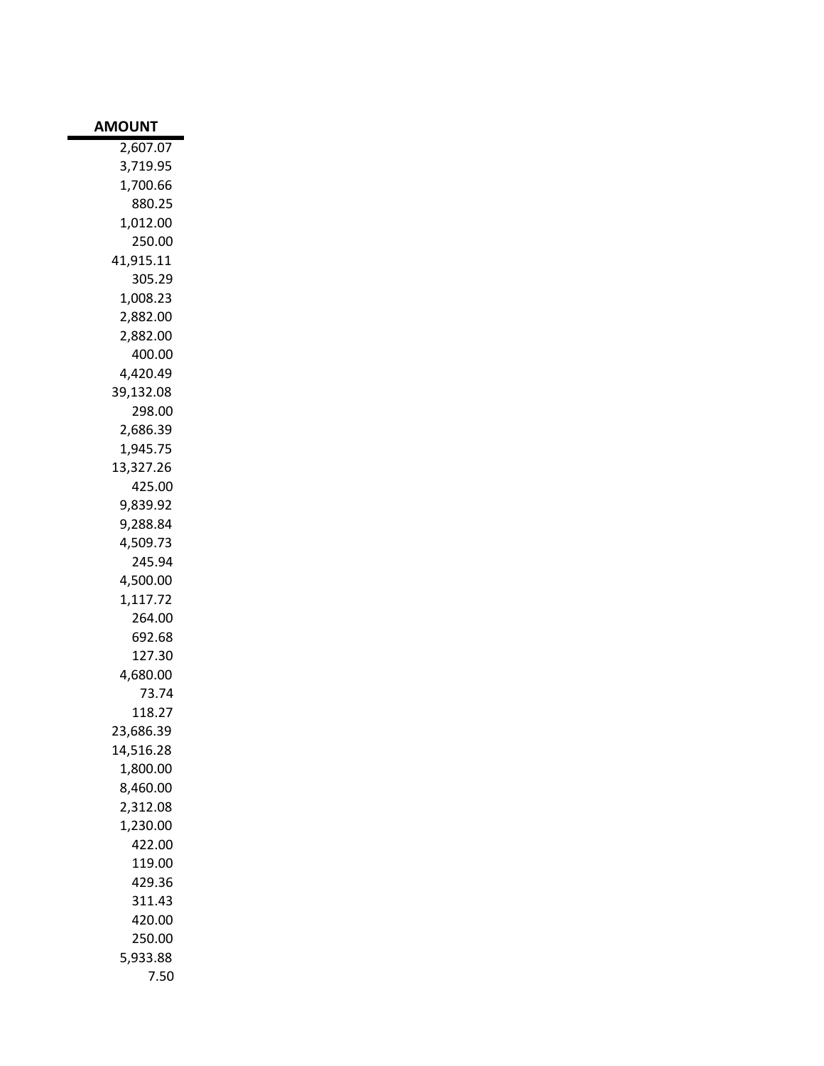| AMOUNT |
| ---: |
| 2,607.07 |
| 3,719.95 |
| 1,700.66 |
| 880.25 |
| 1,012.00 |
| 250.00 |
| 41,915.11 |
| 305.29 |
| 1,008.23 |
| 2,882.00 |
| 2,882.00 |
| 400.00 |
| 4,420.49 |
| 39,132.08 |
| 298.00 |
| 2,686.39 |
| 1,945.75 |
| 13,327.26 |
| 425.00 |
| 9,839.92 |
| 9,288.84 |
| 4,509.73 |
| 245.94 |
| 4,500.00 |
| 1,117.72 |
| 264.00 |
| 692.68 |
| 127.30 |
| 4,680.00 |
| 73.74 |
| 118.27 |
| 23,686.39 |
| 14,516.28 |
| 1,800.00 |
| 8,460.00 |
| 2,312.08 |
| 1,230.00 |
| 422.00 |
| 119.00 |
| 429.36 |
| 311.43 |
| 420.00 |
| 250.00 |
| 5,933.88 |
| 7.50 |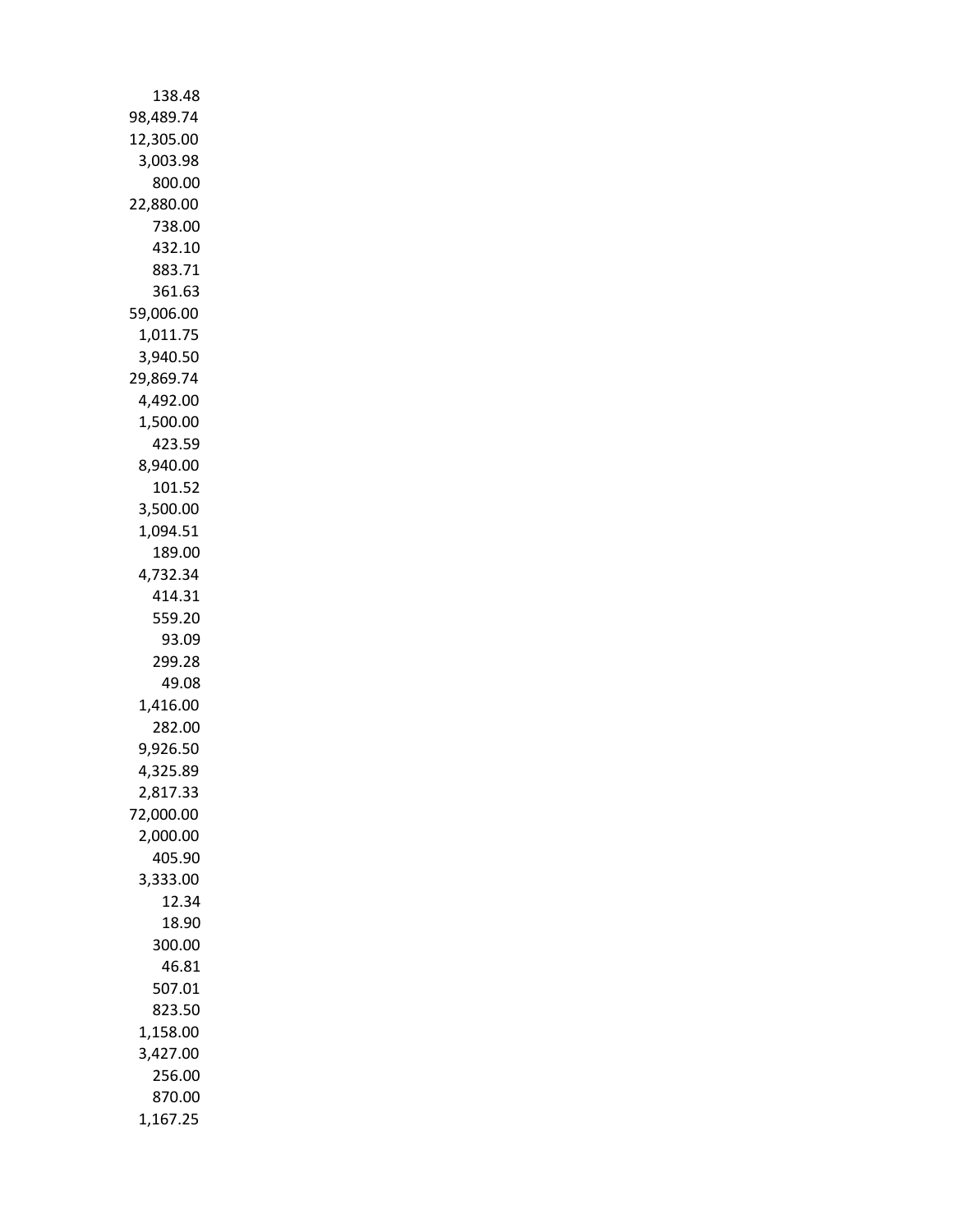138.48
98,489.74
12,305.00
3,003.98
800.00
22,880.00
738.00
432.10
883.71
361.63
59,006.00
1,011.75
3,940.50
29,869.74
4,492.00
1,500.00
423.59
8,940.00
101.52
3,500.00
1,094.51
189.00
4,732.34
414.31
559.20
93.09
299.28
49.08
1,416.00
282.00
9,926.50
4,325.89
2,817.33
72,000.00
2,000.00
405.90
3,333.00
12.34
18.90
300.00
46.81
507.01
823.50
1,158.00
3,427.00
256.00
870.00
1,167.25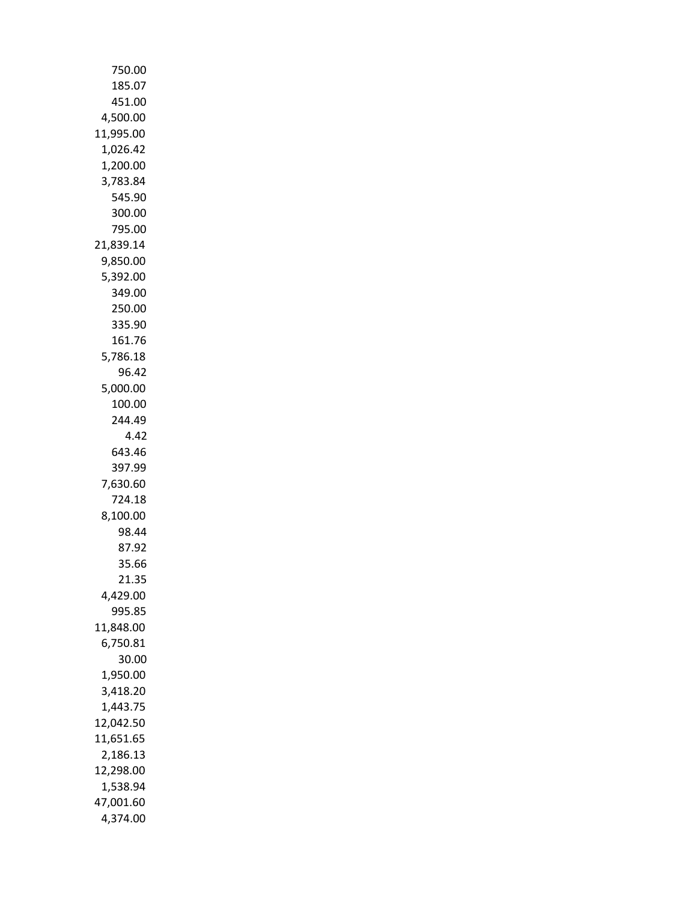750.00
185.07
451.00
4,500.00
11,995.00
1,026.42
1,200.00
3,783.84
545.90
300.00
795.00
21,839.14
9,850.00
5,392.00
349.00
250.00
335.90
161.76
5,786.18
96.42
5,000.00
100.00
244.49
4.42
643.46
397.99
7,630.60
724.18
8,100.00
98.44
87.92
35.66
21.35
4,429.00
995.85
11,848.00
6,750.81
30.00
1,950.00
3,418.20
1,443.75
12,042.50
11,651.65
2,186.13
12,298.00
1,538.94
47,001.60
4,374.00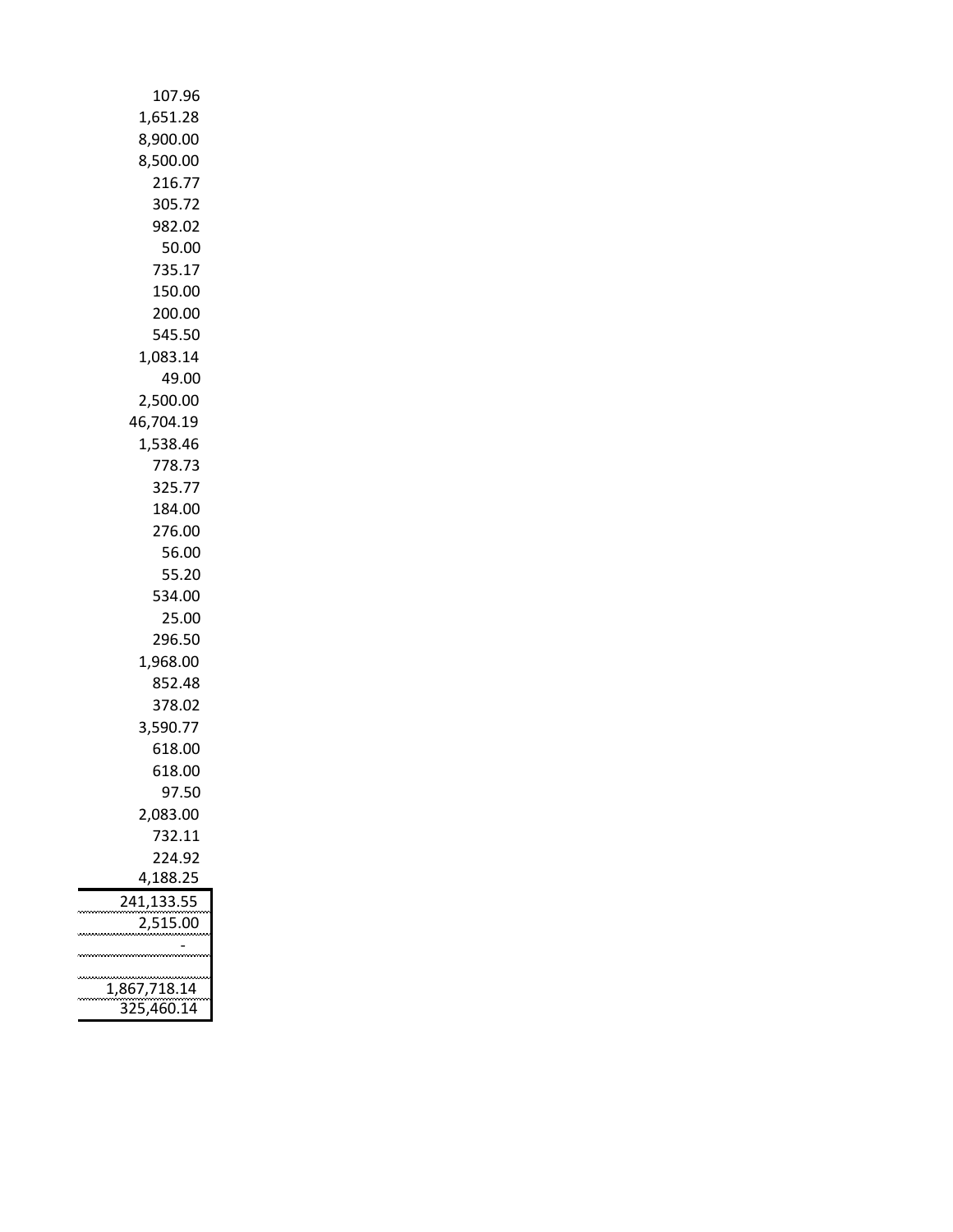| |
|---|
| 107.96 |
| 1,651.28 |
| 8,900.00 |
| 8,500.00 |
| 216.77 |
| 305.72 |
| 982.02 |
| 50.00 |
| 735.17 |
| 150.00 |
| 200.00 |
| 545.50 |
| 1,083.14 |
| 49.00 |
| 2,500.00 |
| 46,704.19 |
| 1,538.46 |
| 778.73 |
| 325.77 |
| 184.00 |
| 276.00 |
| 56.00 |
| 55.20 |
| 534.00 |
| 25.00 |
| 296.50 |
| 1,968.00 |
| 852.48 |
| 378.02 |
| 3,590.77 |
| 618.00 |
| 618.00 |
| 97.50 |
| 2,083.00 |
| 732.11 |
| 224.92 |
| 4,188.25 |
| 241,133.55 |
| 2,515.00 |
| - |
| |
| 1,867,718.14 |
| 325,460.14 |